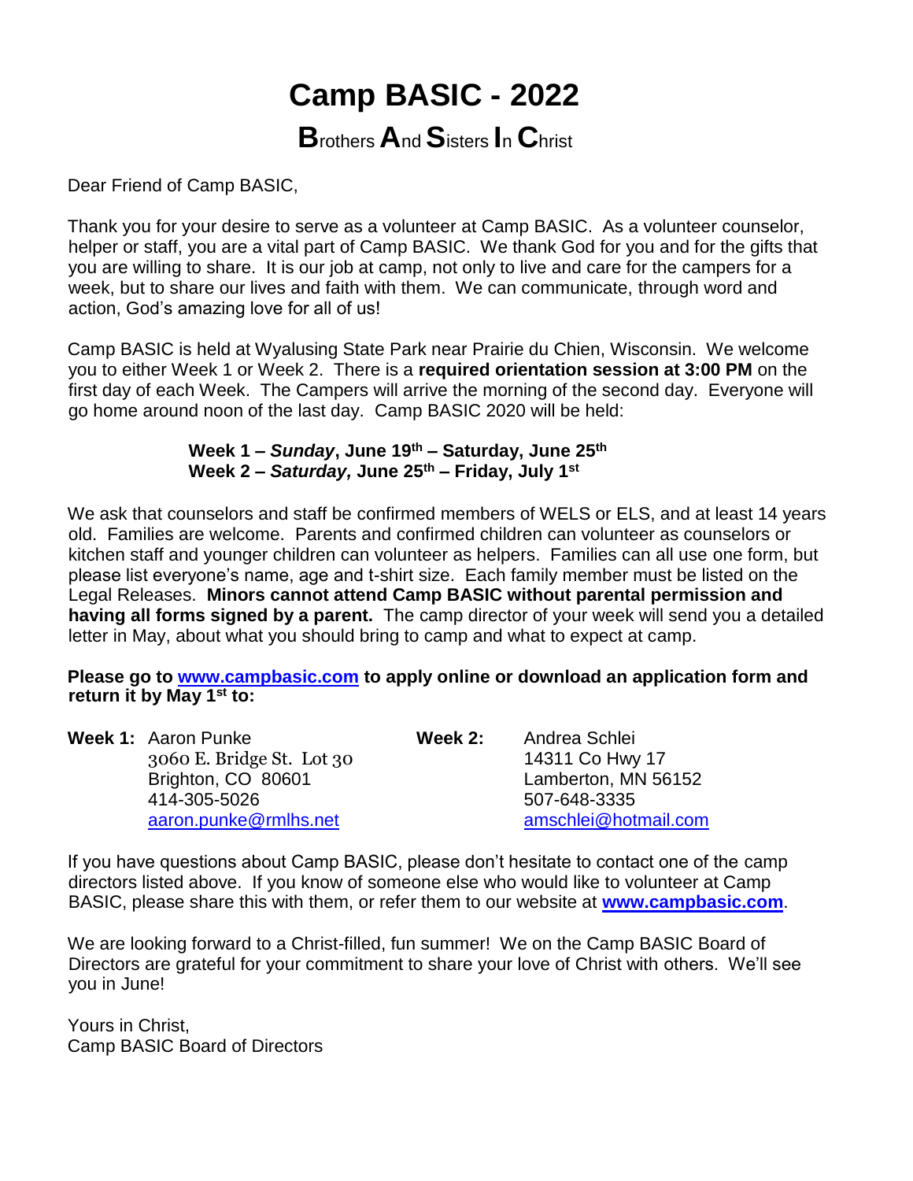# Camp BASIC - 2022

## **B**rothers **A**nd **S**isters **I**n **C**hrist

Dear Friend of Camp BASIC,

Thank you for your desire to serve as a volunteer at Camp BASIC. As a volunteer counselor, helper or staff, you are a vital part of Camp BASIC. We thank God for you and for the gifts that you are willing to share. It is our job at camp, not only to live and care for the campers for a week, but to share our lives and faith with them. We can communicate, through word and action, God's amazing love for all of us!

Camp BASIC is held at Wyalusing State Park near Prairie du Chien, Wisconsin. We welcome you to either Week 1 or Week 2. There is a **required orientation session at 3:00 PM** on the first day of each Week. The Campers will arrive the morning of the second day. Everyone will go home around noon of the last day. Camp BASIC 2020 will be held:

**Week 1 – *Sunday*, June 19th – Saturday, June 25th**
**Week 2 – *Saturday,* June 25th – Friday, July 1st**

We ask that counselors and staff be confirmed members of WELS or ELS, and at least 14 years old. Families are welcome. Parents and confirmed children can volunteer as counselors or kitchen staff and younger children can volunteer as helpers. Families can all use one form, but please list everyone's name, age and t-shirt size. Each family member must be listed on the Legal Releases. **Minors cannot attend Camp BASIC without parental permission and having all forms signed by a parent.** The camp director of your week will send you a detailed letter in May, about what you should bring to camp and what to expect at camp.

**Please go to www.campbasic.com to apply online or download an application form and return it by May 1st to:**

**Week 1:** Aaron Punke
3060 E. Bridge St. Lot 30
Brighton, CO 80601
414-305-5026
aaron.punke@rmlhs.net

**Week 2:** Andrea Schlei
14311 Co Hwy 17
Lamberton, MN 56152
507-648-3335
amschlei@hotmail.com

If you have questions about Camp BASIC, please don't hesitate to contact one of the camp directors listed above. If you know of someone else who would like to volunteer at Camp BASIC, please share this with them, or refer them to our website at **www.campbasic.com**.

We are looking forward to a Christ-filled, fun summer! We on the Camp BASIC Board of Directors are grateful for your commitment to share your love of Christ with others. We'll see you in June!

Yours in Christ,
Camp BASIC Board of Directors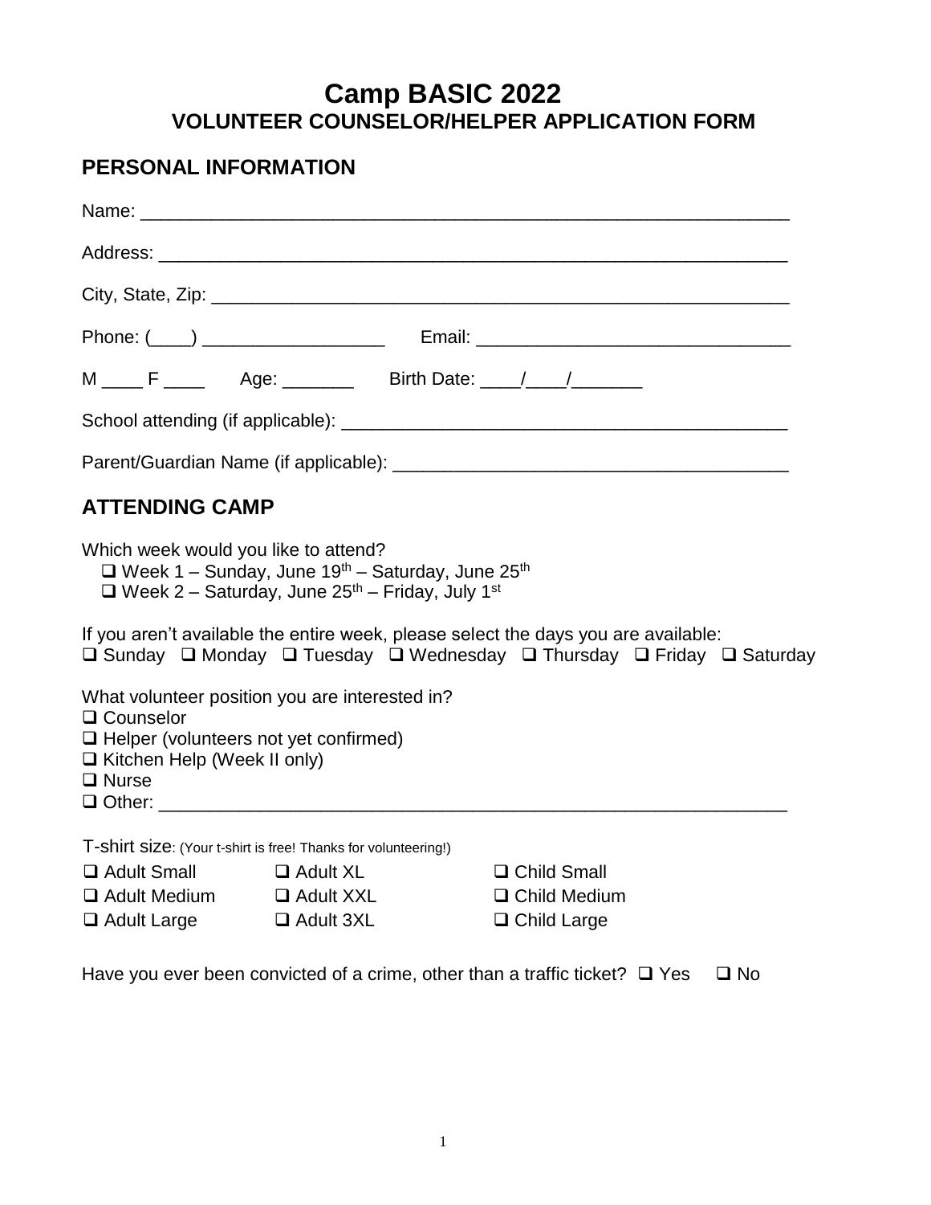# Camp BASIC 2022

## VOLUNTEER COUNSELOR/HELPER APPLICATION FORM

## PERSONAL INFORMATION

Name: ___________________________________________________________

Address: _________________________________________________________

City, State, Zip: ____________________________________________________

Phone: (____) __________________ Email: ______________________________

M ____ F ____ Age: _______ Birth Date: ____/____/_______

School attending (if applicable): _____________________________________________

Parent/Guardian Name (if applicable): _______________________________________

## ATTENDING CAMP

Which week would you like to attend?

- ❑ Week 1 – Sunday, June 19th – Saturday, June 25th
- ❑ Week 2 – Saturday, June 25th – Friday, July 1st

If you aren't available the entire week, please select the days you are available:

❑ Sunday ❑ Monday ❑ Tuesday ❑ Wednesday ❑ Thursday ❑ Friday ❑ Saturday

What volunteer position you are interested in?

- ❑ Counselor
- ❑ Helper (volunteers not yet confirmed)
- ❑ Kitchen Help (Week II only)
- ❑ Nurse
- ❑ Other: ___________________________________________________________

T-shirt size: (Your t-shirt is free! Thanks for volunteering!)

| | | |
|---|---|---|
| ❑ Adult Small | ❑ Adult XL | ❑ Child Small |
| ❑ Adult Medium | ❑ Adult XXL | ❑ Child Medium |
| ❑ Adult Large | ❑ Adult 3XL | ❑ Child Large |

Have you ever been convicted of a crime, other than a traffic ticket? ❑ Yes ❑ No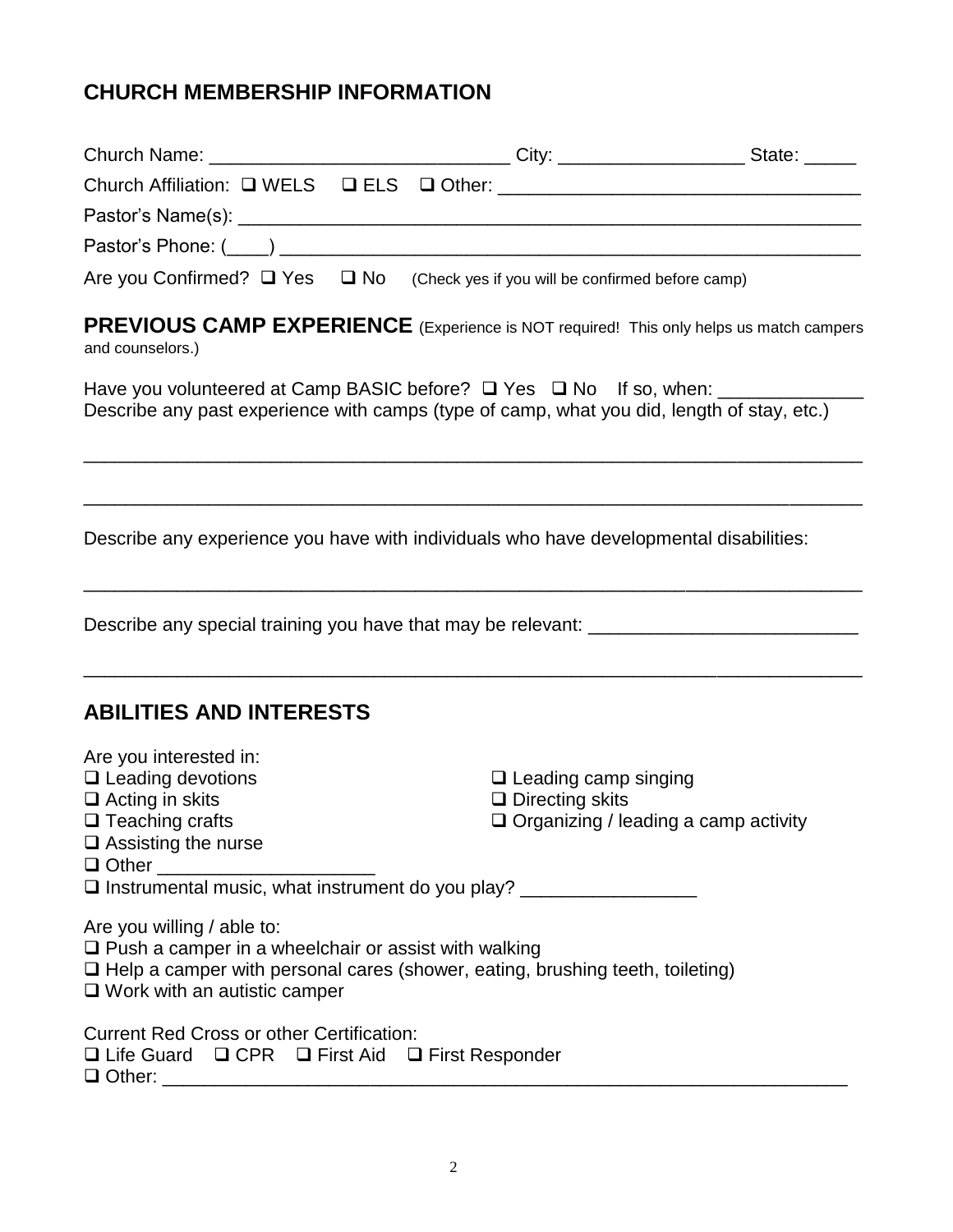## CHURCH MEMBERSHIP INFORMATION

Church Name: ____________________________ City: _________________ State: _____

Church Affiliation: ❑ WELS ❑ ELS ❑ Other: __________________________________

Pastor's Name(s): ___________________________________________________________

Pastor's Phone: (____) ________________________________________________________

Are you Confirmed? ❑ Yes ❑ No (Check yes if you will be confirmed before camp)

**PREVIOUS CAMP EXPERIENCE** (Experience is NOT required! This only helps us match campers and counselors.)

Have you volunteered at Camp BASIC before? ❑ Yes ❑ No If so, when: _____________

Describe any past experience with camps (type of camp, what you did, length of stay, etc.)

_________________________________________________________________________

_________________________________________________________________________

Describe any experience you have with individuals who have developmental disabilities:

_________________________________________________________________________

Describe any special training you have that may be relevant: _________________________

_________________________________________________________________________

## ABILITIES AND INTERESTS

Are you interested in:

❑ Leading devotions
❑ Leading camp singing
❑ Acting in skits
❑ Directing skits
❑ Teaching crafts
❑ Organizing / leading a camp activity
❑ Assisting the nurse
❑ Other ____________________
❑ Instrumental music, what instrument do you play? ________________

Are you willing / able to:

❑ Push a camper in a wheelchair or assist with walking
❑ Help a camper with personal cares (shower, eating, brushing teeth, toileting)
❑ Work with an autistic camper

Current Red Cross or other Certification:

❑ Life Guard ❑ CPR ❑ First Aid ❑ First Responder
❑ Other: ______________________________________________________________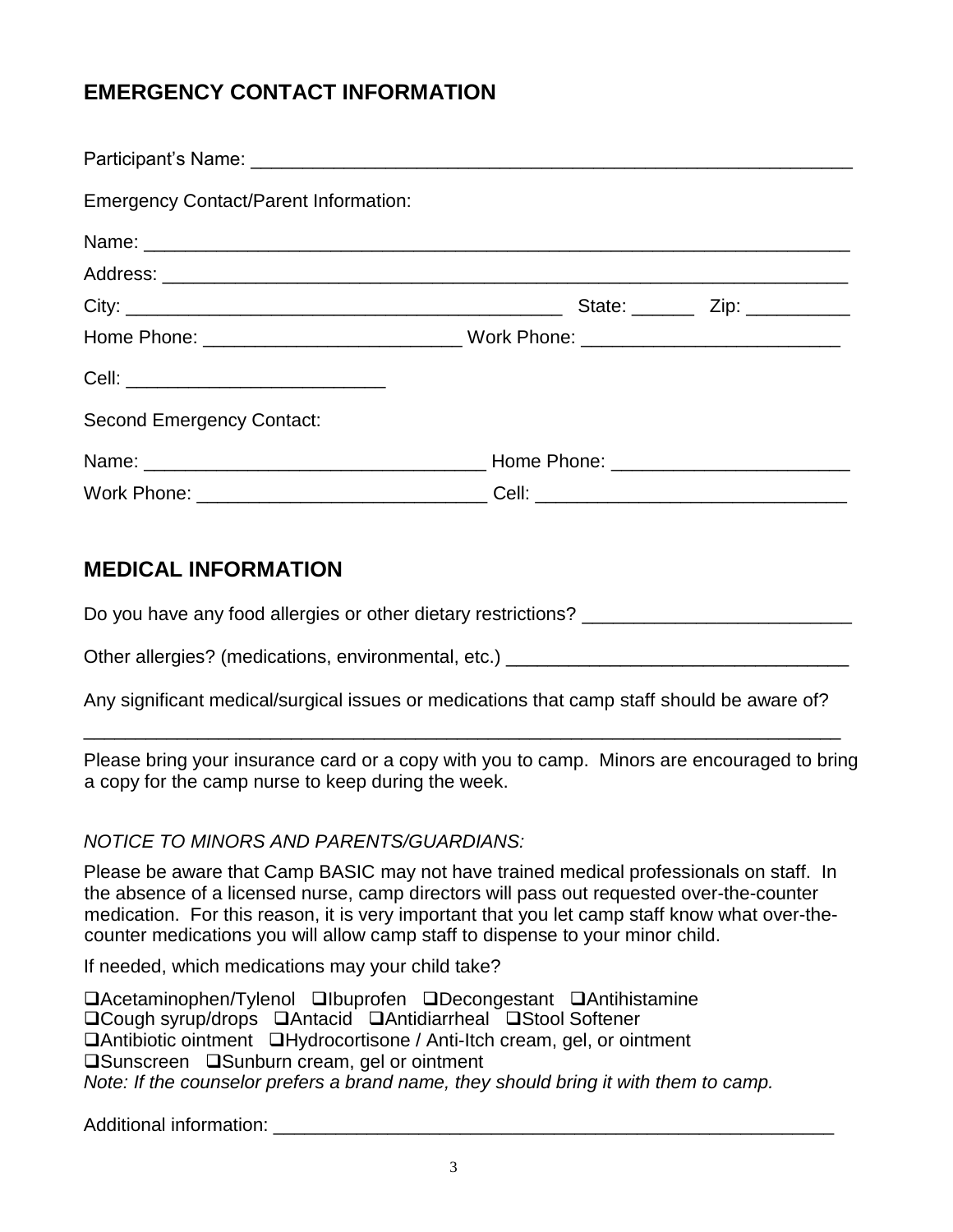## EMERGENCY CONTACT INFORMATION

Participant's Name: ___________________________________________________________

Emergency Contact/Parent Information:

Name: ______________________________________________________________________

Address: ____________________________________________________________________

City: ____________________________________________ State: ______ Zip: __________

Home Phone: _________________________ Work Phone: _________________________

Cell: __________________________

Second Emergency Contact:

Name: _________________________________ Home Phone: _______________________

Work Phone: ____________________________ Cell: ______________________________

## MEDICAL INFORMATION

Do you have any food allergies or other dietary restrictions? __________________________

Other allergies? (medications, environmental, etc.) _________________________________

Any significant medical/surgical issues or medications that camp staff should be aware of?

___________________________________________________________________________

Please bring your insurance card or a copy with you to camp. Minors are encouraged to bring a copy for the camp nurse to keep during the week.

*NOTICE TO MINORS AND PARENTS/GUARDIANS:*

Please be aware that Camp BASIC may not have trained medical professionals on staff. In the absence of a licensed nurse, camp directors will pass out requested over-the-counter medication. For this reason, it is very important that you let camp staff know what over-the-counter medications you will allow camp staff to dispense to your minor child.

If needed, which medications may your child take?

❑Acetaminophen/Tylenol ❑Ibuprofen ❑Decongestant ❑Antihistamine
❑Cough syrup/drops ❑Antacid ❑Antidiarrheal ❑Stool Softener
❑Antibiotic ointment ❑Hydrocortisone / Anti-Itch cream, gel, or ointment
❑Sunscreen ❑Sunburn cream, gel or ointment
*Note: If the counselor prefers a brand name, they should bring it with them to camp.*

Additional information: ________________________________________________________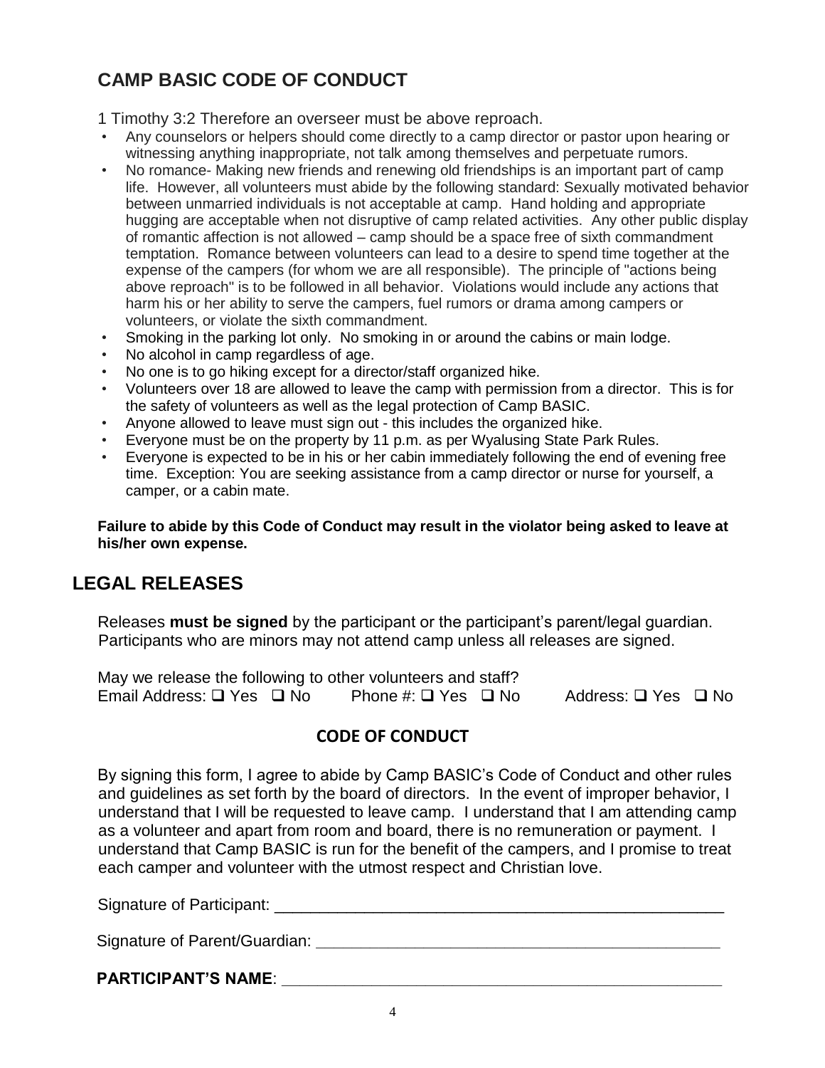## CAMP BASIC CODE OF CONDUCT

1 Timothy 3:2 Therefore an overseer must be above reproach.

- Any counselors or helpers should come directly to a camp director or pastor upon hearing or witnessing anything inappropriate, not talk among themselves and perpetuate rumors.
- No romance- Making new friends and renewing old friendships is an important part of camp life. However, all volunteers must abide by the following standard: Sexually motivated behavior between unmarried individuals is not acceptable at camp. Hand holding and appropriate hugging are acceptable when not disruptive of camp related activities. Any other public display of romantic affection is not allowed – camp should be a space free of sixth commandment temptation. Romance between volunteers can lead to a desire to spend time together at the expense of the campers (for whom we are all responsible). The principle of "actions being above reproach" is to be followed in all behavior. Violations would include any actions that harm his or her ability to serve the campers, fuel rumors or drama among campers or volunteers, or violate the sixth commandment.
- Smoking in the parking lot only. No smoking in or around the cabins or main lodge.
- No alcohol in camp regardless of age.
- No one is to go hiking except for a director/staff organized hike.
- Volunteers over 18 are allowed to leave the camp with permission from a director. This is for the safety of volunteers as well as the legal protection of Camp BASIC.
- Anyone allowed to leave must sign out - this includes the organized hike.
- Everyone must be on the property by 11 p.m. as per Wyalusing State Park Rules.
- Everyone is expected to be in his or her cabin immediately following the end of evening free time. Exception: You are seeking assistance from a camp director or nurse for yourself, a camper, or a cabin mate.

**Failure to abide by this Code of Conduct may result in the violator being asked to leave at his/her own expense.**

## LEGAL RELEASES

Releases **must be signed** by the participant or the participant's parent/legal guardian. Participants who are minors may not attend camp unless all releases are signed.

May we release the following to other volunteers and staff?
Email Address: ❑ Yes ❑ No Phone #: ❑ Yes ❑ No Address: ❑ Yes ❑ No

### CODE OF CONDUCT

By signing this form, I agree to abide by Camp BASIC's Code of Conduct and other rules and guidelines as set forth by the board of directors. In the event of improper behavior, I understand that I will be requested to leave camp. I understand that I am attending camp as a volunteer and apart from room and board, there is no remuneration or payment. I understand that Camp BASIC is run for the benefit of the campers, and I promise to treat each camper and volunteer with the utmost respect and Christian love.

Signature of Participant: ____________________________________________________

Signature of Parent/Guardian: ________________________________________________

**PARTICIPANT'S NAME**: ____________________________________________________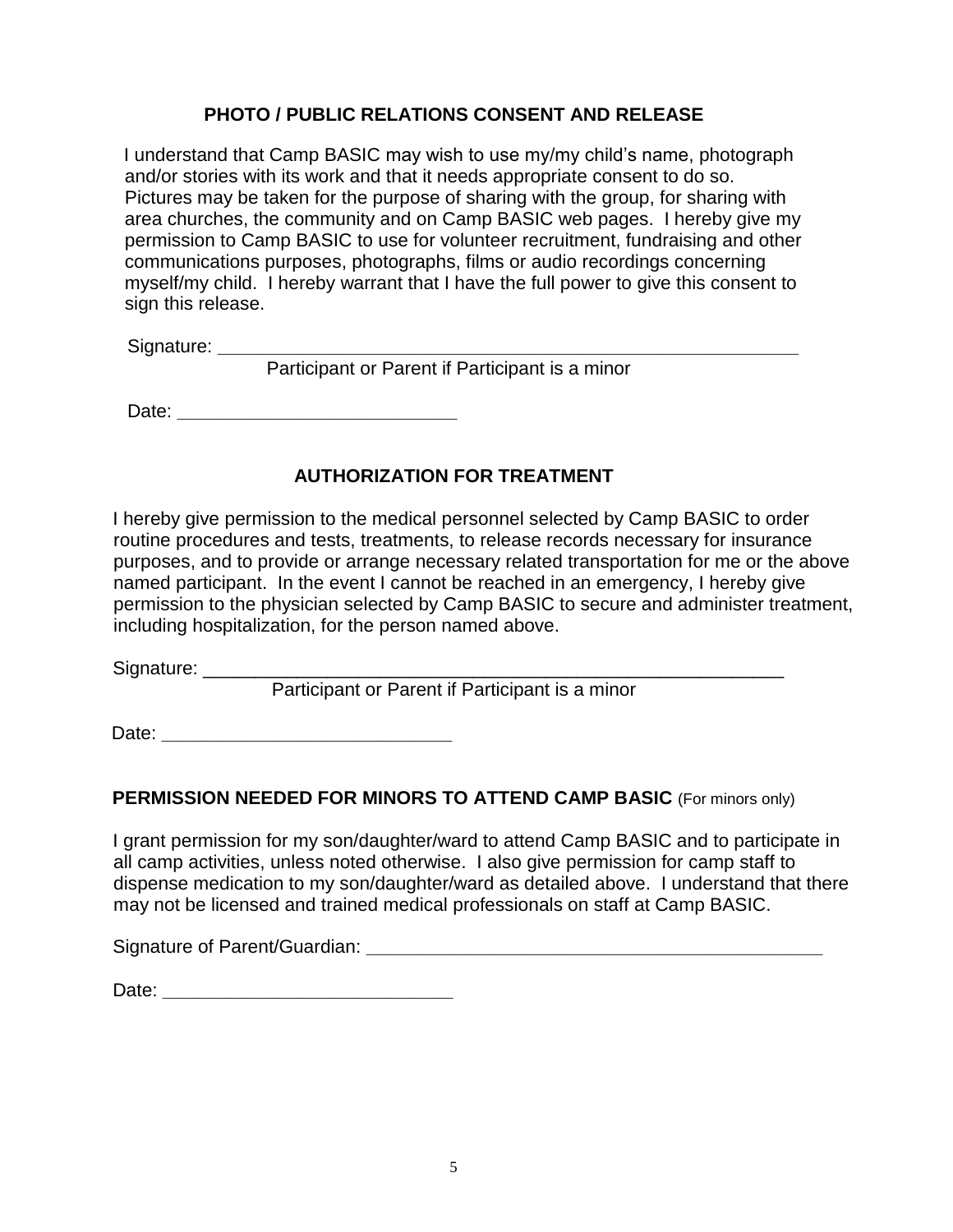## PHOTO / PUBLIC RELATIONS CONSENT AND RELEASE

I understand that Camp BASIC may wish to use my/my child's name, photograph and/or stories with its work and that it needs appropriate consent to do so. Pictures may be taken for the purpose of sharing with the group, for sharing with area churches, the community and on Camp BASIC web pages. I hereby give my permission to Camp BASIC to use for volunteer recruitment, fundraising and other communications purposes, photographs, films or audio recordings concerning myself/my child. I hereby warrant that I have the full power to give this consent to sign this release.

Signature: ___________________________________________________________
Participant or Parent if Participant is a minor

Date: ____________________________

## AUTHORIZATION FOR TREATMENT

I hereby give permission to the medical personnel selected by Camp BASIC to order routine procedures and tests, treatments, to release records necessary for insurance purposes, and to provide or arrange necessary related transportation for me or the above named participant. In the event I cannot be reached in an emergency, I hereby give permission to the physician selected by Camp BASIC to secure and administer treatment, including hospitalization, for the person named above.

Signature: ___________________________________________________________
Participant or Parent if Participant is a minor

Date: _____________________________

## PERMISSION NEEDED FOR MINORS TO ATTEND CAMP BASIC (For minors only)

I grant permission for my son/daughter/ward to attend Camp BASIC and to participate in all camp activities, unless noted otherwise. I also give permission for camp staff to dispense medication to my son/daughter/ward as detailed above. I understand that there may not be licensed and trained medical professionals on staff at Camp BASIC.

Signature of Parent/Guardian: _______________________________________________

Date: _____________________________